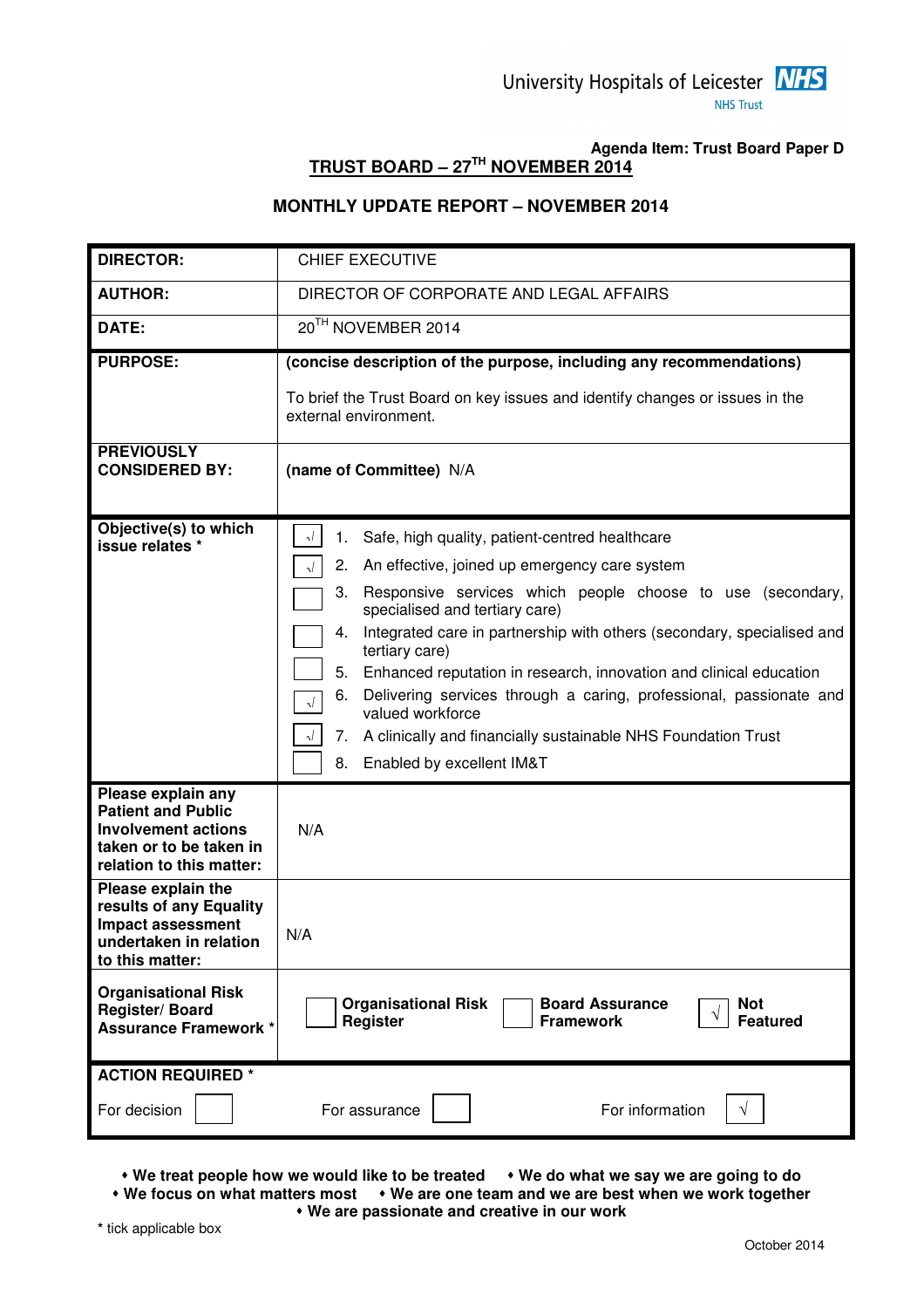University Hospitals of Leicester NHS Trust

**Agenda Item: Trust Board Paper D**

## TRUST BOARD – 27TH NOVEMBER 2014

## MONTHLY UPDATE REPORT – NOVEMBER 2014

| | |
|---|---|
| **DIRECTOR:** | CHIEF EXECUTIVE |
| **AUTHOR:** | DIRECTOR OF CORPORATE AND LEGAL AFFAIRS |
| **DATE:** | 20TH NOVEMBER 2014 |
| **PURPOSE:** | **(concise description of the purpose, including any recommendations)**<br><br>To brief the Trust Board on key issues and identify changes or issues in the external environment. |
| **PREVIOUSLY CONSIDERED BY:** | **(name of Committee)** N/A |
| **Objective(s) to which issue relates \*** | √ 1. Safe, high quality, patient-centred healthcare<br>√ 2. An effective, joined up emergency care system<br>☐ 3. Responsive services which people choose to use (secondary, specialised and tertiary care)<br>☐ 4. Integrated care in partnership with others (secondary, specialised and tertiary care)<br>☐ 5. Enhanced reputation in research, innovation and clinical education<br>√ 6. Delivering services through a caring, professional, passionate and valued workforce<br>√ 7. A clinically and financially sustainable NHS Foundation Trust<br>☐ 8. Enabled by excellent IM&T |
| **Please explain any Patient and Public Involvement actions taken or to be taken in relation to this matter:** | N/A |
| **Please explain the results of any Equality Impact assessment undertaken in relation to this matter:** | N/A |
| **Organisational Risk Register/ Board Assurance Framework \*** | ☐ **Organisational Risk Register** ☐ **Board Assurance Framework** √ **Not Featured** |
| **ACTION REQUIRED \*** | For decision ☐ For assurance ☐ For information √ |

- We treat people how we would like to be treated
- We do what we say we are going to do
- We focus on what matters most
- We are one team and we are best when we work together
- We are passionate and creative in our work

\* tick applicable box

October 2014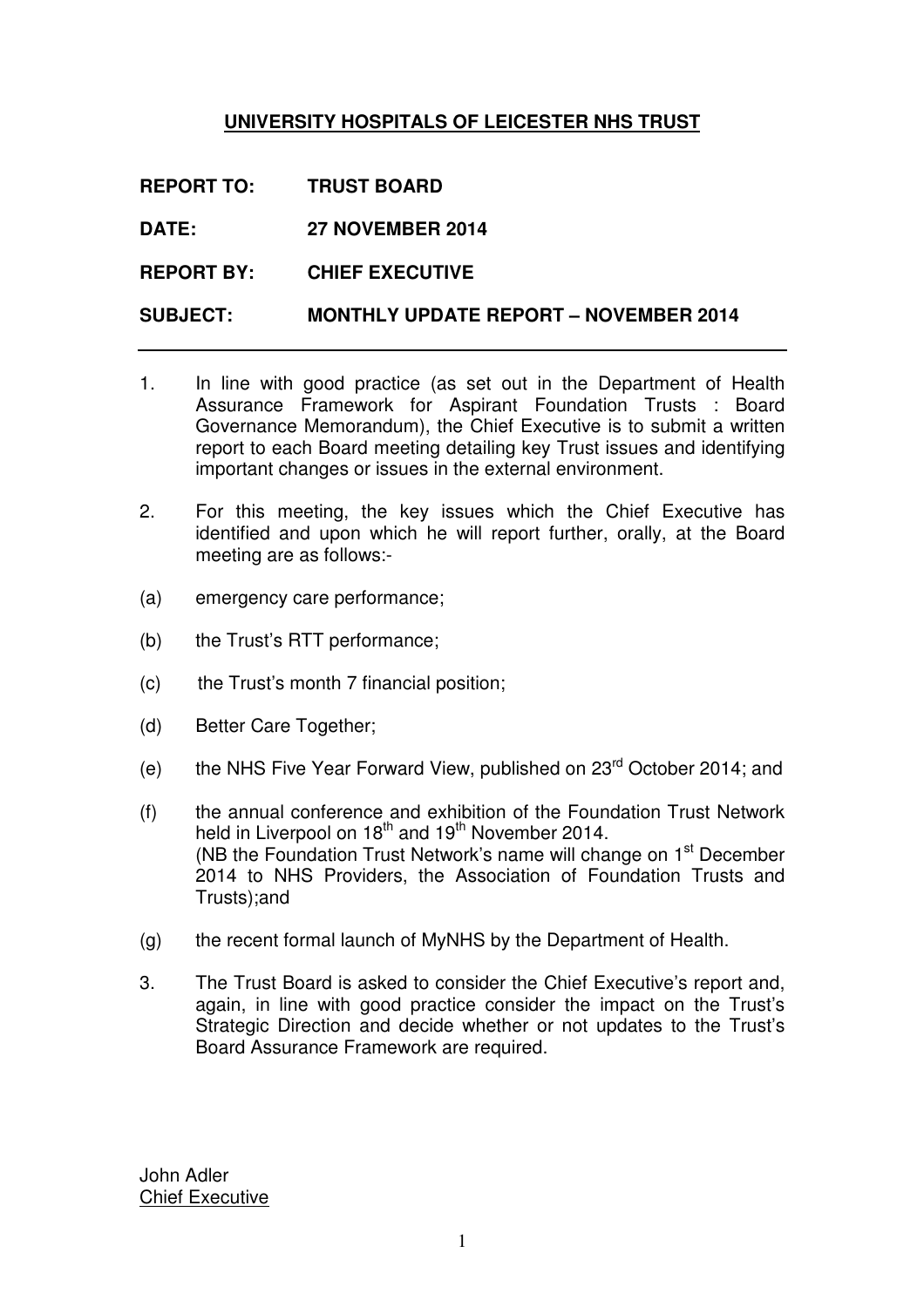**UNIVERSITY HOSPITALS OF LEICESTER NHS TRUST**

**REPORT TO:** **TRUST BOARD**

**DATE:** **27 NOVEMBER 2014**

**REPORT BY:** **CHIEF EXECUTIVE**

**SUBJECT:** **MONTHLY UPDATE REPORT – NOVEMBER 2014**

---

1. In line with good practice (as set out in the Department of Health Assurance Framework for Aspirant Foundation Trusts : Board Governance Memorandum), the Chief Executive is to submit a written report to each Board meeting detailing key Trust issues and identifying important changes or issues in the external environment.

2. For this meeting, the key issues which the Chief Executive has identified and upon which he will report further, orally, at the Board meeting are as follows:-

(a) emergency care performance;

(b) the Trust's RTT performance;

(c) the Trust's month 7 financial position;

(d) Better Care Together;

(e) the NHS Five Year Forward View, published on 23rd October 2014; and

(f) the annual conference and exhibition of the Foundation Trust Network held in Liverpool on 18th and 19th November 2014.
(NB the Foundation Trust Network's name will change on 1st December 2014 to NHS Providers, the Association of Foundation Trusts and Trusts);and

(g) the recent formal launch of MyNHS by the Department of Health.

3. The Trust Board is asked to consider the Chief Executive's report and, again, in line with good practice consider the impact on the Trust's Strategic Direction and decide whether or not updates to the Trust's Board Assurance Framework are required.

John Adler
Chief Executive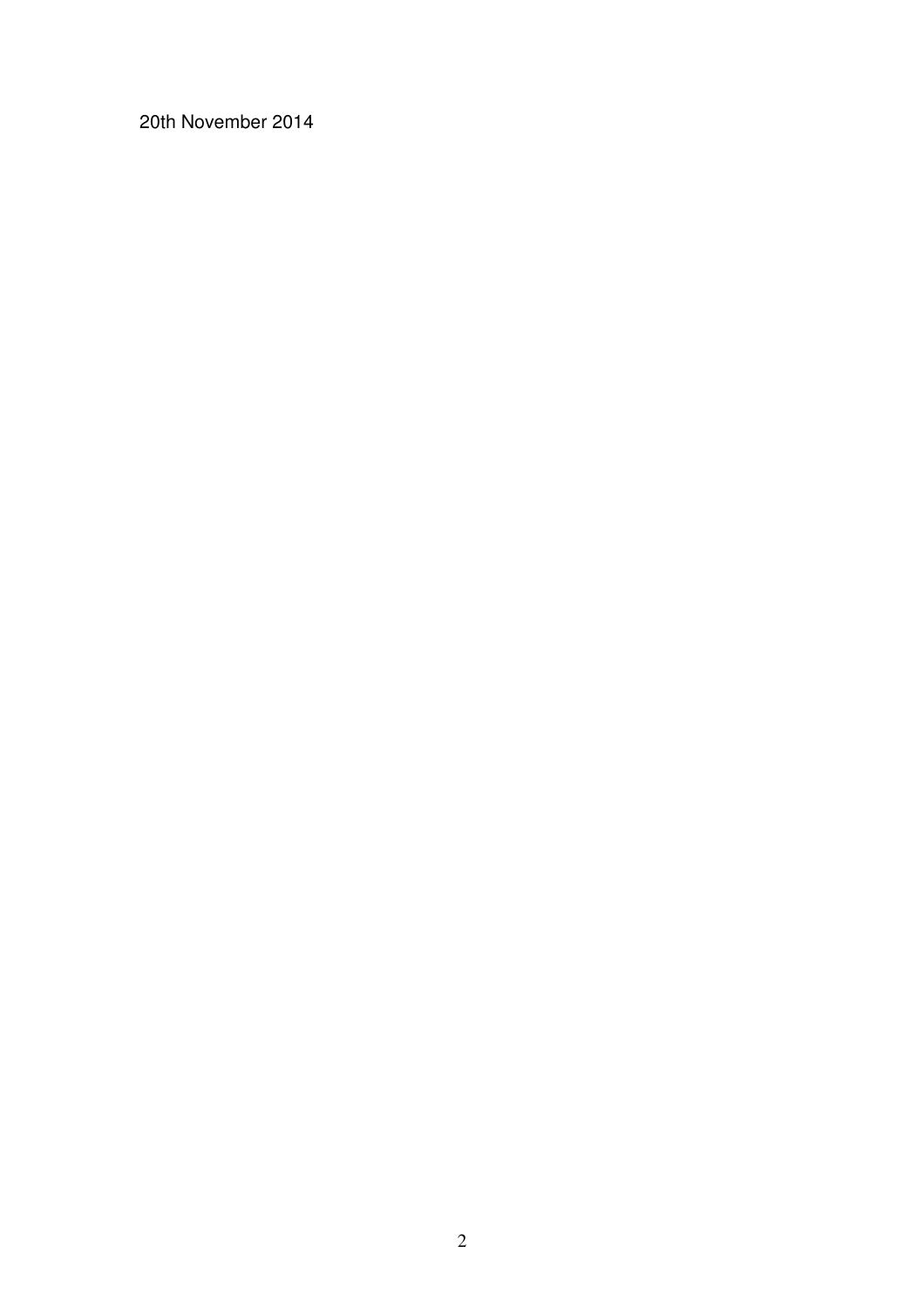20th November 2014